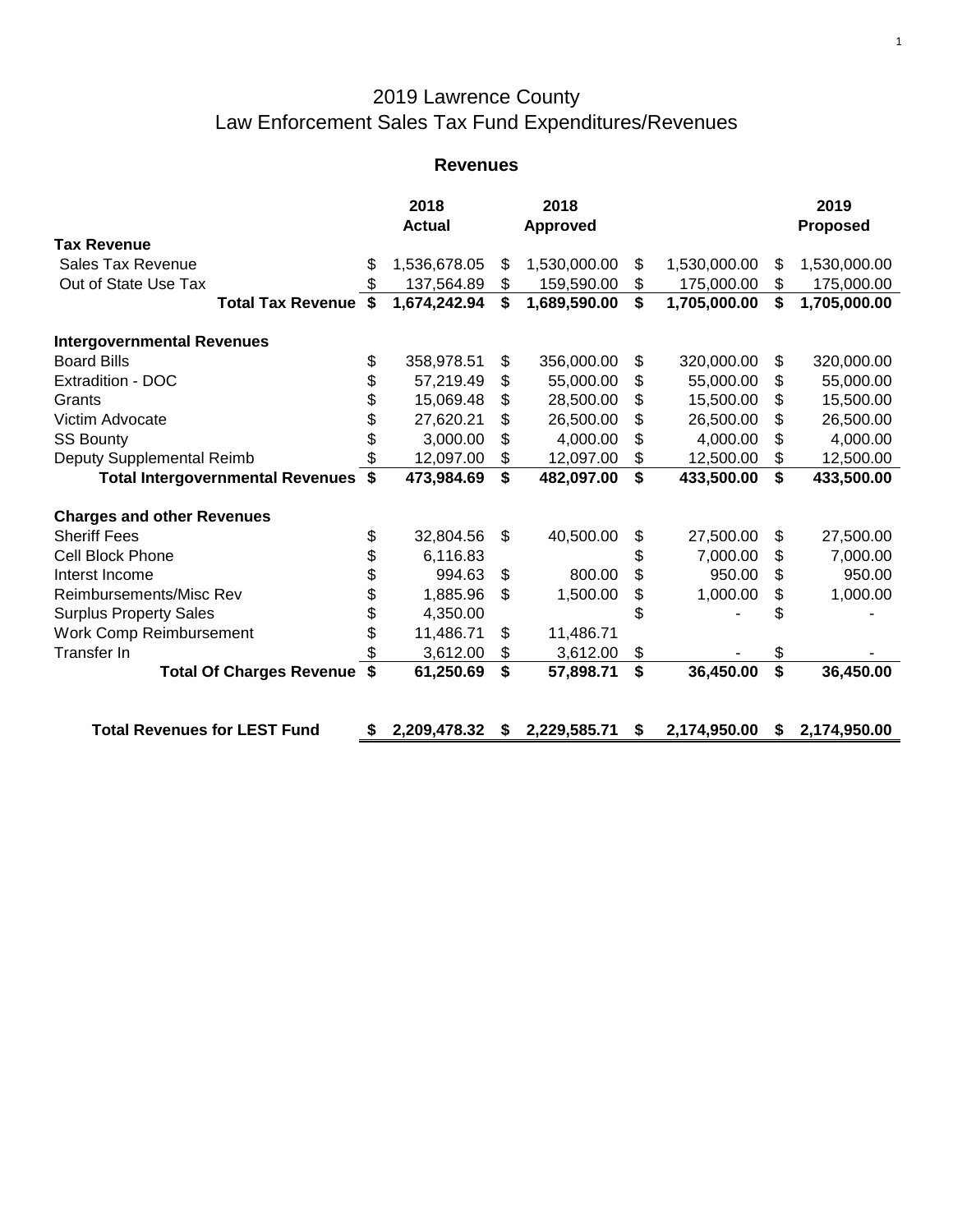# 2019 Lawrence County
# Law Enforcement Sales Tax Fund Expenditures/Revenues

## Revenues

| | 2018 Actual | 2018 Approved | | 2019 Proposed |
|---|---|---|---|---|
| **Tax Revenue** | | | | |
| Sales Tax Revenue | $ 1,536,678.05 | $ 1,530,000.00 | $ 1,530,000.00 | $ 1,530,000.00 |
| Out of State Use Tax | $ 137,564.89 | $ 159,590.00 | $ 175,000.00 | $ 175,000.00 |
| **Total Tax Revenue** | **$ 1,674,242.94** | **$ 1,689,590.00** | **$ 1,705,000.00** | **$ 1,705,000.00** |
| | | | | |
| **Intergovernmental Revenues** | | | | |
| Board Bills | $ 358,978.51 | $ 356,000.00 | $ 320,000.00 | $ 320,000.00 |
| Extradition - DOC | $ 57,219.49 | $ 55,000.00 | $ 55,000.00 | $ 55,000.00 |
| Grants | $ 15,069.48 | $ 28,500.00 | $ 15,500.00 | $ 15,500.00 |
| Victim Advocate | $ 27,620.21 | $ 26,500.00 | $ 26,500.00 | $ 26,500.00 |
| SS Bounty | $ 3,000.00 | $ 4,000.00 | $ 4,000.00 | $ 4,000.00 |
| Deputy Supplemental Reimb | $ 12,097.00 | $ 12,097.00 | $ 12,500.00 | $ 12,500.00 |
| **Total Intergovernmental Revenues** | **$ 473,984.69** | **$ 482,097.00** | **$ 433,500.00** | **$ 433,500.00** |
| | | | | |
| **Charges and other Revenues** | | | | |
| Sheriff Fees | $ 32,804.56 | $ 40,500.00 | $ 27,500.00 | $ 27,500.00 |
| Cell Block Phone | $ 6,116.83 | | $ 7,000.00 | $ 7,000.00 |
| Interst Income | $ 994.63 | $ 800.00 | $ 950.00 | $ 950.00 |
| Reimbursements/Misc Rev | $ 1,885.96 | $ 1,500.00 | $ 1,000.00 | $ 1,000.00 |
| Surplus Property Sales | $ 4,350.00 | | $ - | $ - |
| Work Comp Reimbursement | $ 11,486.71 | $ 11,486.71 | | |
| Transfer In | $ 3,612.00 | $ 3,612.00 | $ - | $ - |
| **Total Of Charges Revenue** | **$ 61,250.69** | **$ 57,898.71** | **$ 36,450.00** | **$ 36,450.00** |
| | | | | |
| **Total Revenues for LEST Fund** | **$ 2,209,478.32** | **$ 2,229,585.71** | **$ 2,174,950.00** | **$ 2,174,950.00** |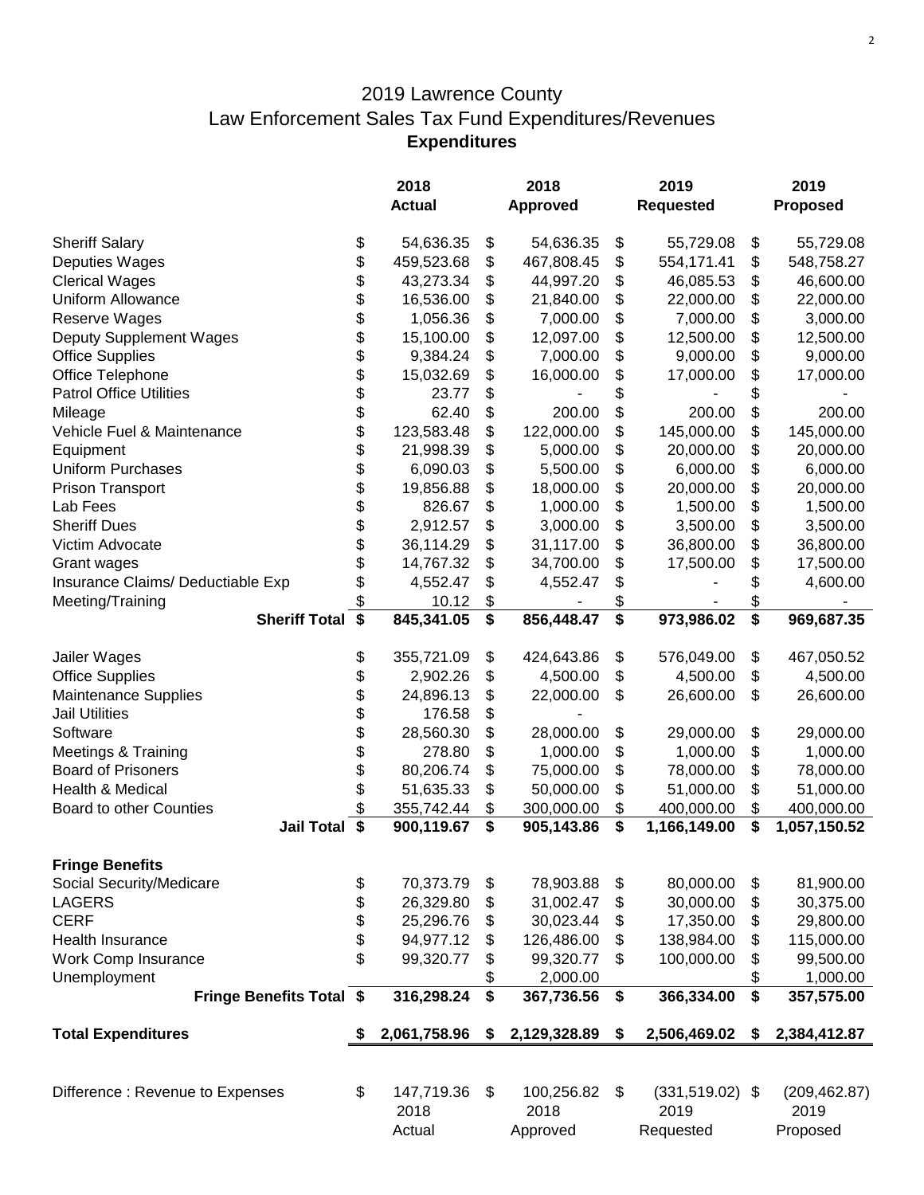# 2019 Lawrence County
## Law Enforcement Sales Tax Fund Expenditures/Revenues
### Expenditures

| | 2018 Actual | 2018 Approved | 2019 Requested | 2019 Proposed |
|---|---|---|---|---|
| Sheriff Salary | $ 54,636.35 | $ 54,636.35 | $ 55,729.08 | $ 55,729.08 |
| Deputies Wages | $ 459,523.68 | $ 467,808.45 | $ 554,171.41 | $ 548,758.27 |
| Clerical Wages | $ 43,273.34 | $ 44,997.20 | $ 46,085.53 | $ 46,600.00 |
| Uniform Allowance | $ 16,536.00 | $ 21,840.00 | $ 22,000.00 | $ 22,000.00 |
| Reserve Wages | $ 1,056.36 | $ 7,000.00 | $ 7,000.00 | $ 3,000.00 |
| Deputy Supplement Wages | $ 15,100.00 | $ 12,097.00 | $ 12,500.00 | $ 12,500.00 |
| Office Supplies | $ 9,384.24 | $ 7,000.00 | $ 9,000.00 | $ 9,000.00 |
| Office Telephone | $ 15,032.69 | $ 16,000.00 | $ 17,000.00 | $ 17,000.00 |
| Patrol Office Utilities | $ 23.77 | $ - | $ - | $ - |
| Mileage | $ 62.40 | $ 200.00 | $ 200.00 | $ 200.00 |
| Vehicle Fuel & Maintenance | $ 123,583.48 | $ 122,000.00 | $ 145,000.00 | $ 145,000.00 |
| Equipment | $ 21,998.39 | $ 5,000.00 | $ 20,000.00 | $ 20,000.00 |
| Uniform Purchases | $ 6,090.03 | $ 5,500.00 | $ 6,000.00 | $ 6,000.00 |
| Prison Transport | $ 19,856.88 | $ 18,000.00 | $ 20,000.00 | $ 20,000.00 |
| Lab Fees | $ 826.67 | $ 1,000.00 | $ 1,500.00 | $ 1,500.00 |
| Sheriff Dues | $ 2,912.57 | $ 3,000.00 | $ 3,500.00 | $ 3,500.00 |
| Victim Advocate | $ 36,114.29 | $ 31,117.00 | $ 36,800.00 | $ 36,800.00 |
| Grant wages | $ 14,767.32 | $ 34,700.00 | $ 17,500.00 | $ 17,500.00 |
| Insurance Claims/ Deductiable Exp | $ 4,552.47 | $ 4,552.47 | $ - | $ 4,600.00 |
| Meeting/Training | $ 10.12 | $ - | $ - | $ - |
| **Sheriff Total** | **$ 845,341.05** | **$ 856,448.47** | **$ 973,986.02** | **$ 969,687.35** |
| Jailer Wages | $ 355,721.09 | $ 424,643.86 | $ 576,049.00 | $ 467,050.52 |
| Office Supplies | $ 2,902.26 | $ 4,500.00 | $ 4,500.00 | $ 4,500.00 |
| Maintenance Supplies | $ 24,896.13 | $ 22,000.00 | $ 26,600.00 | $ 26,600.00 |
| Jail Utilities | $ 176.58 | $ - | | |
| Software | $ 28,560.30 | $ 28,000.00 | $ 29,000.00 | $ 29,000.00 |
| Meetings & Training | $ 278.80 | $ 1,000.00 | $ 1,000.00 | $ 1,000.00 |
| Board of Prisoners | $ 80,206.74 | $ 75,000.00 | $ 78,000.00 | $ 78,000.00 |
| Health & Medical | $ 51,635.33 | $ 50,000.00 | $ 51,000.00 | $ 51,000.00 |
| Board to other Counties | $ 355,742.44 | $ 300,000.00 | $ 400,000.00 | $ 400,000.00 |
| **Jail Total** | **$ 900,119.67** | **$ 905,143.86** | **$ 1,166,149.00** | **$ 1,057,150.52** |
| **Fringe Benefits** | | | | |
| Social Security/Medicare | $ 70,373.79 | $ 78,903.88 | $ 80,000.00 | $ 81,900.00 |
| LAGERS | $ 26,329.80 | $ 31,002.47 | $ 30,000.00 | $ 30,375.00 |
| CERF | $ 25,296.76 | $ 30,023.44 | $ 17,350.00 | $ 29,800.00 |
| Health Insurance | $ 94,977.12 | $ 126,486.00 | $ 138,984.00 | $ 115,000.00 |
| Work Comp Insurance | $ 99,320.77 | $ 99,320.77 | $ 100,000.00 | $ 99,500.00 |
| Unemployment | | $ 2,000.00 | | $ 1,000.00 |
| **Fringe Benefits Total** | **$ 316,298.24** | **$ 367,736.56** | **$ 366,334.00** | **$ 357,575.00** |
| **Total Expenditures** | **$ 2,061,758.96** | **$ 2,129,328.89** | **$ 2,506,469.02** | **$ 2,384,412.87** |
| Difference : Revenue to Expenses | $ 147,719.36 | $ 100,256.82 | $ (331,519.02) | $ (209,462.87) |
| | 2018 Actual | 2018 Approved | 2019 Requested | 2019 Proposed |